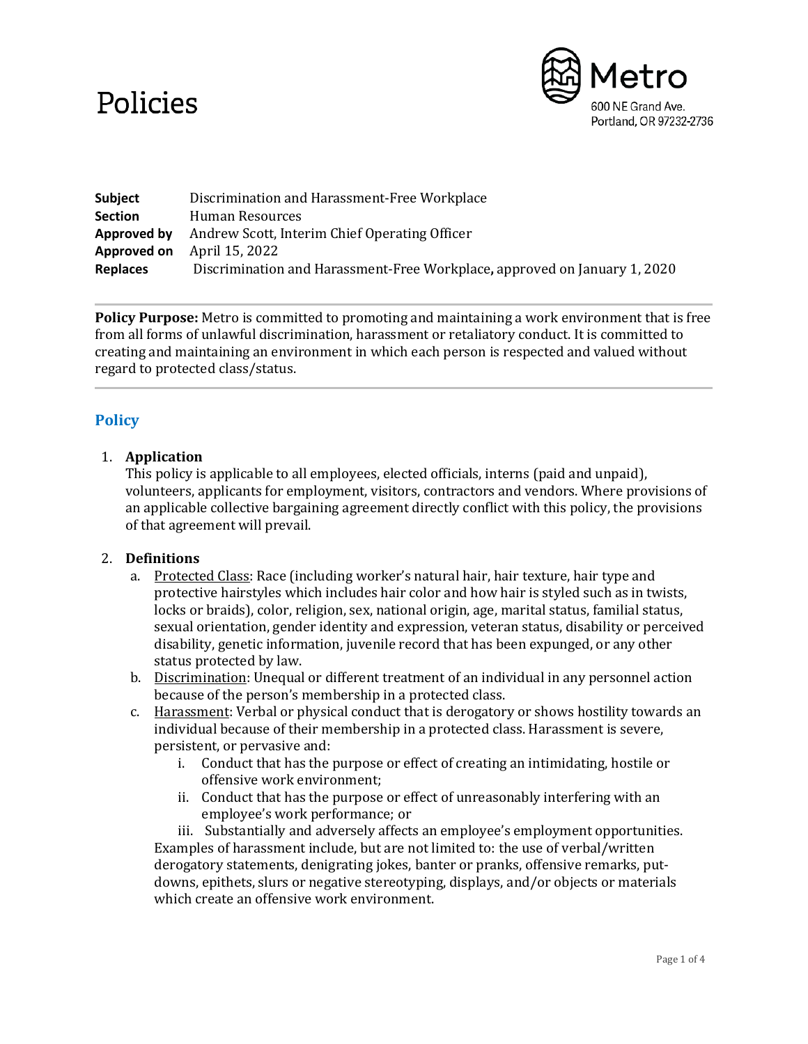# Policies

Metro
600 NE Grand Ave.
Portland, OR 97232-2736

| | |
|---|---|
| **Subject** | Discrimination and Harassment-Free Workplace |
| **Section** | Human Resources |
| **Approved by** | Andrew Scott, Interim Chief Operating Officer |
| **Approved on** | April 15, 2022 |
| **Replaces** | Discrimination and Harassment-Free Workplace**,** approved on January 1, 2020 |

---

**Policy Purpose:** Metro is committed to promoting and maintaining a work environment that is free from all forms of unlawful discrimination, harassment or retaliatory conduct. It is committed to creating and maintaining an environment in which each person is respected and valued without regard to protected class/status.

---

## Policy

1. **Application**
   This policy is applicable to all employees, elected officials, interns (paid and unpaid), volunteers, applicants for employment, visitors, contractors and vendors. Where provisions of an applicable collective bargaining agreement directly conflict with this policy, the provisions of that agreement will prevail.

2. **Definitions**
   a. Protected Class: Race (including worker's natural hair, hair texture, hair type and protective hairstyles which includes hair color and how hair is styled such as in twists, locks or braids), color, religion, sex, national origin, age, marital status, familial status, sexual orientation, gender identity and expression, veteran status, disability or perceived disability, genetic information, juvenile record that has been expunged, or any other status protected by law.
   b. Discrimination: Unequal or different treatment of an individual in any personnel action because of the person's membership in a protected class.
   c. Harassment: Verbal or physical conduct that is derogatory or shows hostility towards an individual because of their membership in a protected class. Harassment is severe, persistent, or pervasive and:
      i. Conduct that has the purpose or effect of creating an intimidating, hostile or offensive work environment;
      ii. Conduct that has the purpose or effect of unreasonably interfering with an employee's work performance; or
      iii. Substantially and adversely affects an employee's employment opportunities.

   Examples of harassment include, but are not limited to: the use of verbal/written derogatory statements, denigrating jokes, banter or pranks, offensive remarks, put-downs, epithets, slurs or negative stereotyping, displays, and/or objects or materials which create an offensive work environment.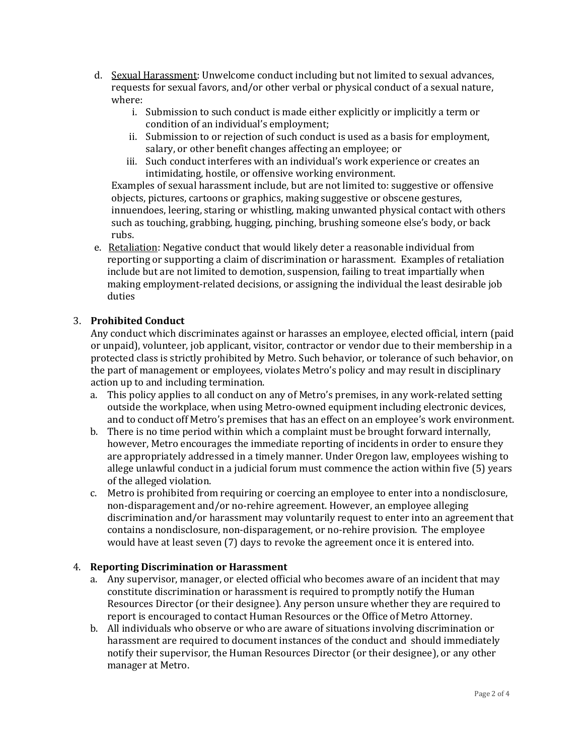d. <u>Sexual Harassment</u>: Unwelcome conduct including but not limited to sexual advances, requests for sexual favors, and/or other verbal or physical conduct of a sexual nature, where:
   i. Submission to such conduct is made either explicitly or implicitly a term or condition of an individual's employment;
   ii. Submission to or rejection of such conduct is used as a basis for employment, salary, or other benefit changes affecting an employee; or
   iii. Such conduct interferes with an individual's work experience or creates an intimidating, hostile, or offensive working environment.

   Examples of sexual harassment include, but are not limited to: suggestive or offensive objects, pictures, cartoons or graphics, making suggestive or obscene gestures, innuendoes, leering, staring or whistling, making unwanted physical contact with others such as touching, grabbing, hugging, pinching, brushing someone else's body, or back rubs.

e. <u>Retaliation</u>: Negative conduct that would likely deter a reasonable individual from reporting or supporting a claim of discrimination or harassment. Examples of retaliation include but are not limited to demotion, suspension, failing to treat impartially when making employment-related decisions, or assigning the individual the least desirable job duties

3. **Prohibited Conduct**

Any conduct which discriminates against or harasses an employee, elected official, intern (paid or unpaid), volunteer, job applicant, visitor, contractor or vendor due to their membership in a protected class is strictly prohibited by Metro. Such behavior, or tolerance of such behavior, on the part of management or employees, violates Metro's policy and may result in disciplinary action up to and including termination.

a. This policy applies to all conduct on any of Metro's premises, in any work-related setting outside the workplace, when using Metro-owned equipment including electronic devices, and to conduct off Metro's premises that has an effect on an employee's work environment.
b. There is no time period within which a complaint must be brought forward internally, however, Metro encourages the immediate reporting of incidents in order to ensure they are appropriately addressed in a timely manner. Under Oregon law, employees wishing to allege unlawful conduct in a judicial forum must commence the action within five (5) years of the alleged violation.
c. Metro is prohibited from requiring or coercing an employee to enter into a nondisclosure, non-disparagement and/or no-rehire agreement. However, an employee alleging discrimination and/or harassment may voluntarily request to enter into an agreement that contains a nondisclosure, non-disparagement, or no-rehire provision. The employee would have at least seven (7) days to revoke the agreement once it is entered into.

4. **Reporting Discrimination or Harassment**

a. Any supervisor, manager, or elected official who becomes aware of an incident that may constitute discrimination or harassment is required to promptly notify the Human Resources Director (or their designee). Any person unsure whether they are required to report is encouraged to contact Human Resources or the Office of Metro Attorney.
b. All individuals who observe or who are aware of situations involving discrimination or harassment are required to document instances of the conduct and should immediately notify their supervisor, the Human Resources Director (or their designee), or any other manager at Metro.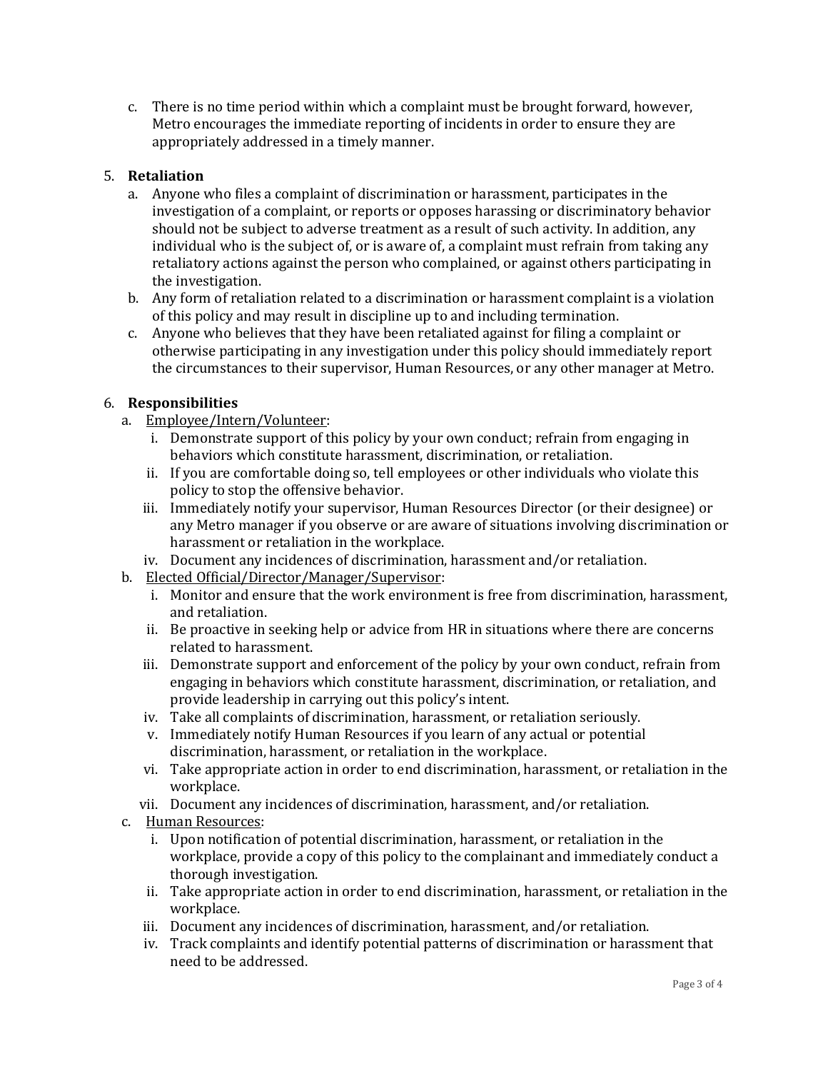c. There is no time period within which a complaint must be brought forward, however, Metro encourages the immediate reporting of incidents in order to ensure they are appropriately addressed in a timely manner.

5. **Retaliation**
   a. Anyone who files a complaint of discrimination or harassment, participates in the investigation of a complaint, or reports or opposes harassing or discriminatory behavior should not be subject to adverse treatment as a result of such activity. In addition, any individual who is the subject of, or is aware of, a complaint must refrain from taking any retaliatory actions against the person who complained, or against others participating in the investigation.
   b. Any form of retaliation related to a discrimination or harassment complaint is a violation of this policy and may result in discipline up to and including termination.
   c. Anyone who believes that they have been retaliated against for filing a complaint or otherwise participating in any investigation under this policy should immediately report the circumstances to their supervisor, Human Resources, or any other manager at Metro.

6. **Responsibilities**
   a. <u>Employee/Intern/Volunteer</u>:
      i. Demonstrate support of this policy by your own conduct; refrain from engaging in behaviors which constitute harassment, discrimination, or retaliation.
      ii. If you are comfortable doing so, tell employees or other individuals who violate this policy to stop the offensive behavior.
      iii. Immediately notify your supervisor, Human Resources Director (or their designee) or any Metro manager if you observe or are aware of situations involving discrimination or harassment or retaliation in the workplace.
      iv. Document any incidences of discrimination, harassment and/or retaliation.
   b. <u>Elected Official/Director/Manager/Supervisor</u>:
      i. Monitor and ensure that the work environment is free from discrimination, harassment, and retaliation.
      ii. Be proactive in seeking help or advice from HR in situations where there are concerns related to harassment.
      iii. Demonstrate support and enforcement of the policy by your own conduct, refrain from engaging in behaviors which constitute harassment, discrimination, or retaliation, and provide leadership in carrying out this policy's intent.
      iv. Take all complaints of discrimination, harassment, or retaliation seriously.
      v. Immediately notify Human Resources if you learn of any actual or potential discrimination, harassment, or retaliation in the workplace.
      vi. Take appropriate action in order to end discrimination, harassment, or retaliation in the workplace.
      vii. Document any incidences of discrimination, harassment, and/or retaliation.
   c. <u>Human Resources</u>:
      i. Upon notification of potential discrimination, harassment, or retaliation in the workplace, provide a copy of this policy to the complainant and immediately conduct a thorough investigation.
      ii. Take appropriate action in order to end discrimination, harassment, or retaliation in the workplace.
      iii. Document any incidences of discrimination, harassment, and/or retaliation.
      iv. Track complaints and identify potential patterns of discrimination or harassment that need to be addressed.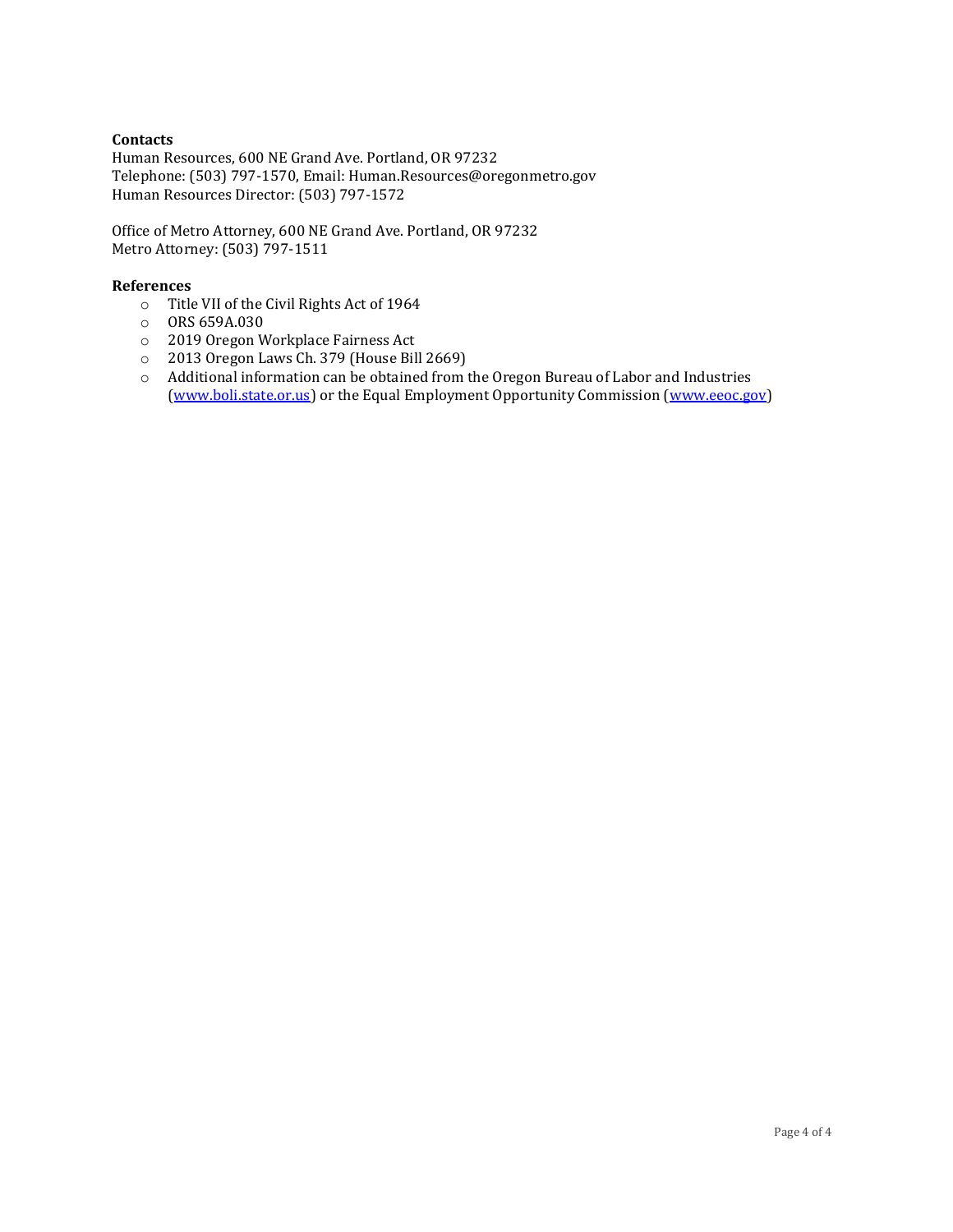**Contacts**

Human Resources, 600 NE Grand Ave. Portland, OR 97232
Telephone: (503) 797-1570, Email: Human.Resources@oregonmetro.gov
Human Resources Director: (503) 797-1572

Office of Metro Attorney, 600 NE Grand Ave. Portland, OR 97232
Metro Attorney: (503) 797-1511

**References**

- Title VII of the Civil Rights Act of 1964
- ORS 659A.030
- 2019 Oregon Workplace Fairness Act
- 2013 Oregon Laws Ch. 379 (House Bill 2669)
- Additional information can be obtained from the Oregon Bureau of Labor and Industries ([www.boli.state.or.us](www.boli.state.or.us)) or the Equal Employment Opportunity Commission ([www.eeoc.gov](www.eeoc.gov))